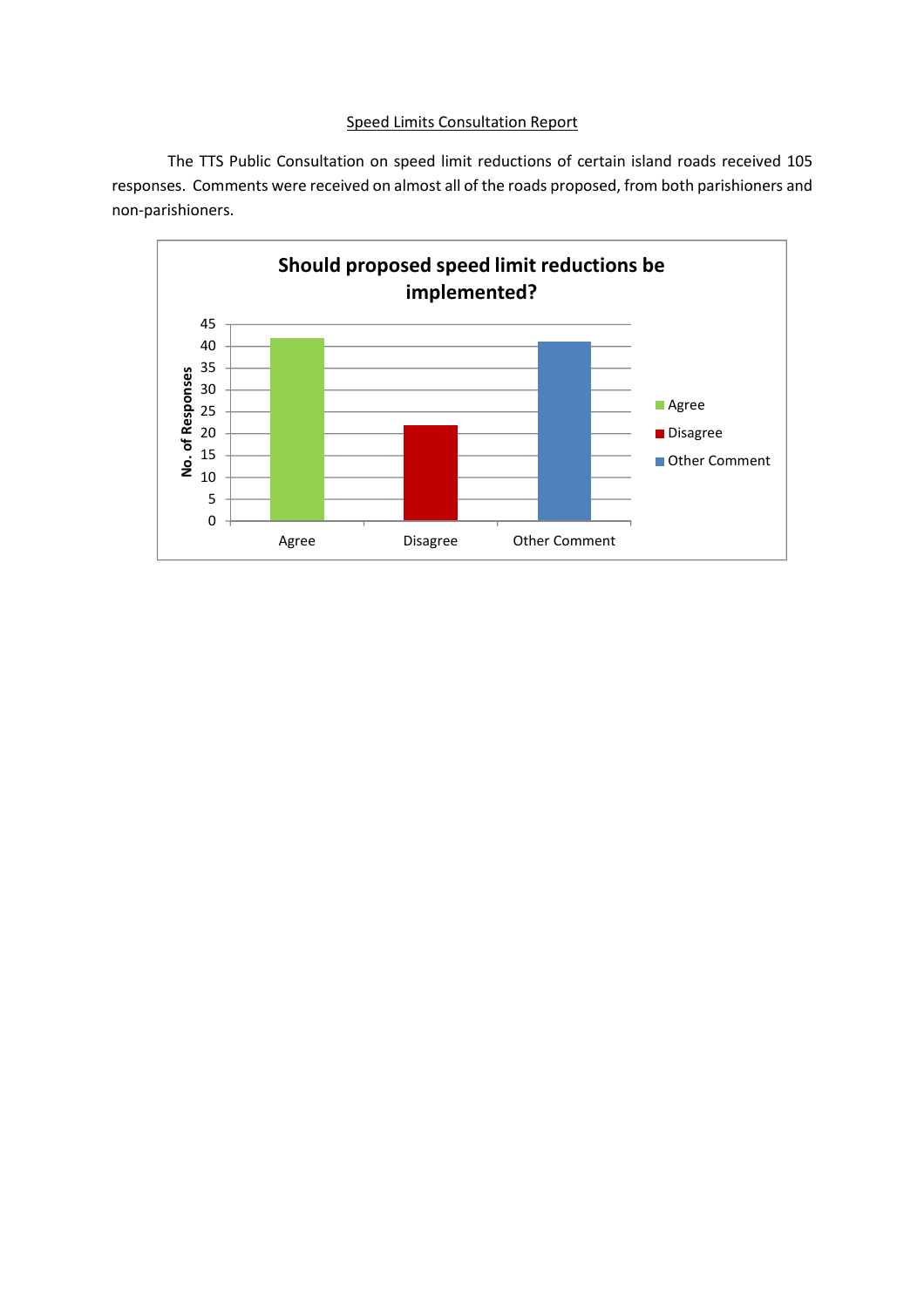<u>Speed Limits Consultation Report</u>

The TTS Public Consultation on speed limit reductions of certain island roads received 105 responses. Comments were received on almost all of the roads proposed, from both parishioners and non-parishioners.

**Should proposed speed limit reductions be implemented?**

| Response | No. of Responses |
| --- | --- |
| Agree | 42 |
| Disagree | 22 |
| Other Comment | 41 |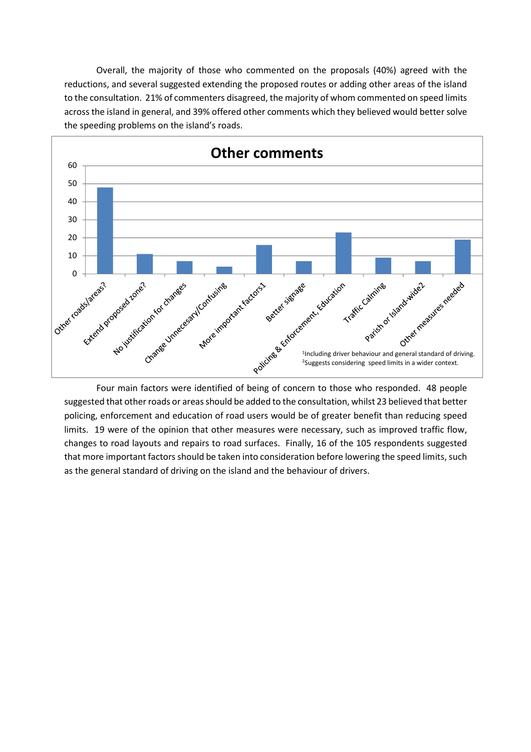Overall, the majority of those who commented on the proposals (40%) agreed with the reductions, and several suggested extending the proposed routes or adding other areas of the island to the consultation. 21% of commenters disagreed, the majority of whom commented on speed limits across the island in general, and 39% offered other comments which they believed would better solve the speeding problems on the island's roads.

**Other comments**

| Comment | Count |
|---|---|
| Other roads/areas? | 48 |
| Extend proposed zone? | 11 |
| No justification for changes | 7 |
| Change Unnecesary/Confusing | 4 |
| More important factors[1] | 16 |
| Better signage | 7 |
| Policing & Enforcement, Education | 23 |
| Traffic Calming | 9 |
| Parish or Island-wide[2] | 7 |
| Other measures needed | 19 |

[1]Including driver behaviour and general standard of driving.
[2]Suggests considering speed limits in a wider context.

Four main factors were identified of being of concern to those who responded. 48 people suggested that other roads or areas should be added to the consultation, whilst 23 believed that better policing, enforcement and education of road users would be of greater benefit than reducing speed limits. 19 were of the opinion that other measures were necessary, such as improved traffic flow, changes to road layouts and repairs to road surfaces. Finally, 16 of the 105 respondents suggested that more important factors should be taken into consideration before lowering the speed limits, such as the general standard of driving on the island and the behaviour of drivers.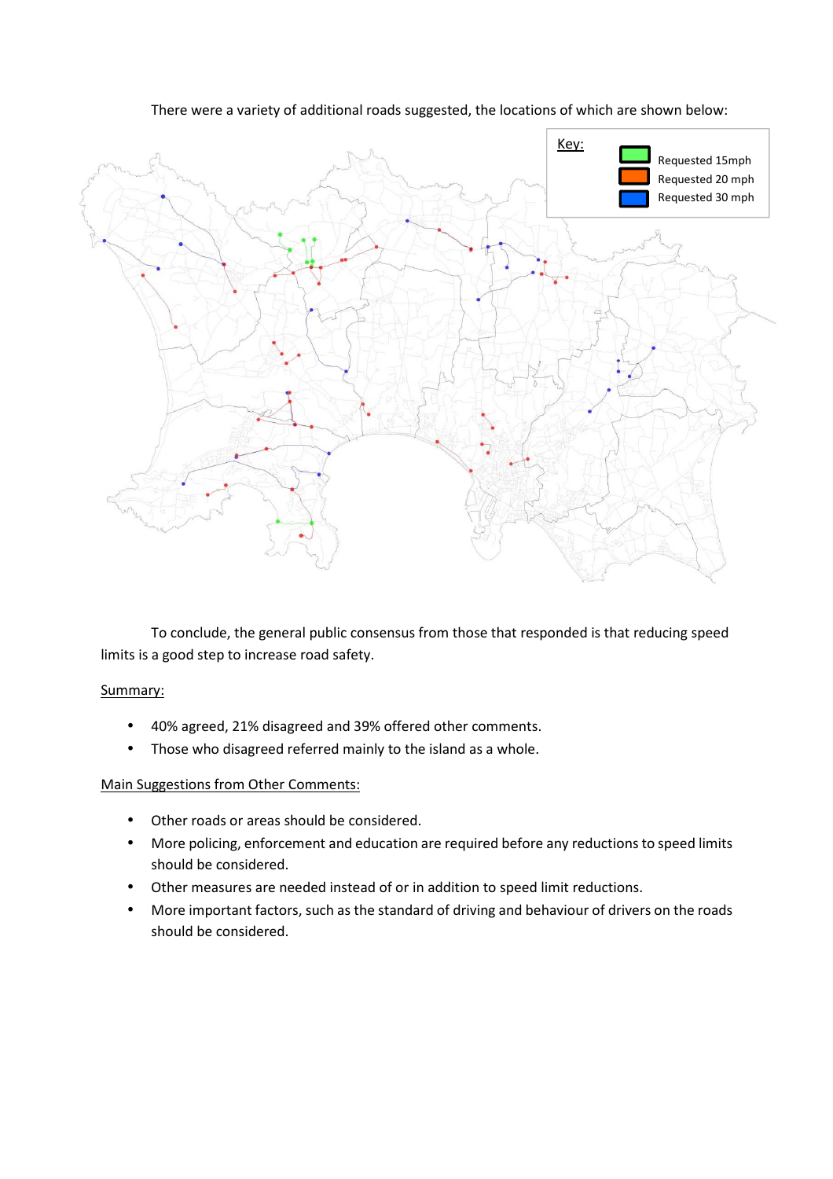There were a variety of additional roads suggested, the locations of which are shown below:

Key:

Requested 15mph

Requested 20 mph

Requested 30 mph

To conclude, the general public consensus from those that responded is that reducing speed limits is a good step to increase road safety.

Summary:

- 40% agreed, 21% disagreed and 39% offered other comments.
- Those who disagreed referred mainly to the island as a whole.

Main Suggestions from Other Comments:

- Other roads or areas should be considered.
- More policing, enforcement and education are required before any reductions to speed limits should be considered.
- Other measures are needed instead of or in addition to speed limit reductions.
- More important factors, such as the standard of driving and behaviour of drivers on the roads should be considered.